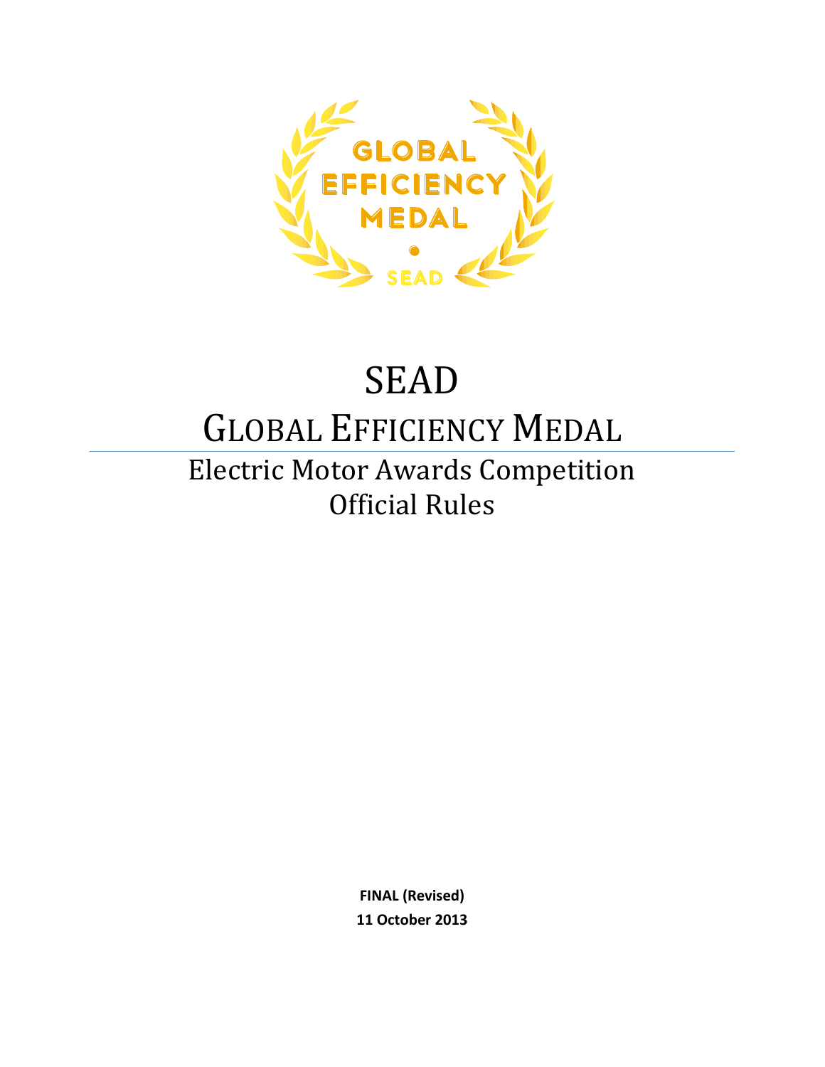GLOBAL EFFICIENCY MEDAL

SEAD

# SEAD

# GLOBAL EFFICIENCY MEDAL

## Electric Motor Awards Competition
## Official Rules

**FINAL (Revised)**

**11 October 2013**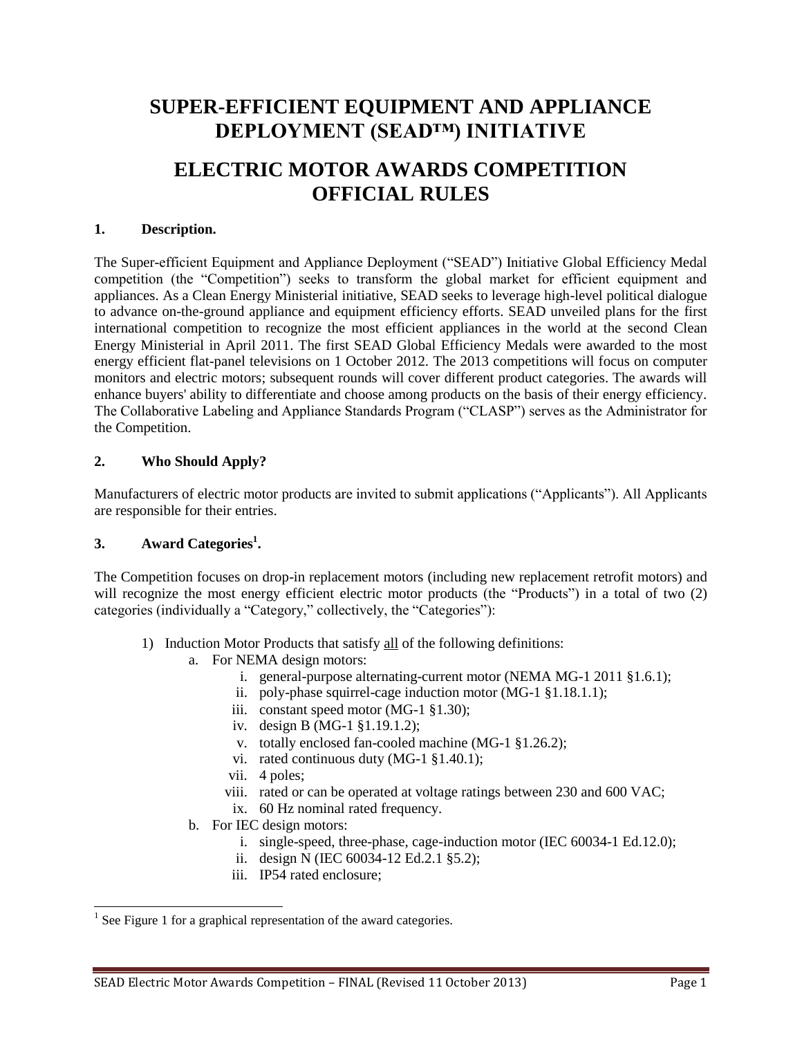# SUPER-EFFICIENT EQUIPMENT AND APPLIANCE DEPLOYMENT (SEAD™) INITIATIVE

# ELECTRIC MOTOR AWARDS COMPETITION OFFICIAL RULES

## 1. Description.

The Super-efficient Equipment and Appliance Deployment ("SEAD") Initiative Global Efficiency Medal competition (the "Competition") seeks to transform the global market for efficient equipment and appliances. As a Clean Energy Ministerial initiative, SEAD seeks to leverage high-level political dialogue to advance on-the-ground appliance and equipment efficiency efforts. SEAD unveiled plans for the first international competition to recognize the most efficient appliances in the world at the second Clean Energy Ministerial in April 2011. The first SEAD Global Efficiency Medals were awarded to the most energy efficient flat-panel televisions on 1 October 2012. The 2013 competitions will focus on computer monitors and electric motors; subsequent rounds will cover different product categories. The awards will enhance buyers' ability to differentiate and choose among products on the basis of their energy efficiency. The Collaborative Labeling and Appliance Standards Program ("CLASP") serves as the Administrator for the Competition.

## 2. Who Should Apply?

Manufacturers of electric motor products are invited to submit applications ("Applicants"). All Applicants are responsible for their entries.

## 3. Award Categories[1].

The Competition focuses on drop-in replacement motors (including new replacement retrofit motors) and will recognize the most energy efficient electric motor products (the "Products") in a total of two (2) categories (individually a "Category," collectively, the "Categories"):

1) Induction Motor Products that satisfy all of the following definitions:
   a. For NEMA design motors:
      i. general-purpose alternating-current motor (NEMA MG-1 2011 §1.6.1);
      ii. poly-phase squirrel-cage induction motor (MG-1 §1.18.1.1);
      iii. constant speed motor (MG-1 §1.30);
      iv. design B (MG-1 §1.19.1.2);
      v. totally enclosed fan-cooled machine (MG-1 §1.26.2);
      vi. rated continuous duty (MG-1 §1.40.1);
      vii. 4 poles;
      viii. rated or can be operated at voltage ratings between 230 and 600 VAC;
      ix. 60 Hz nominal rated frequency.
   b. For IEC design motors:
      i. single-speed, three-phase, cage-induction motor (IEC 60034-1 Ed.12.0);
      ii. design N (IEC 60034-12 Ed.2.1 §5.2);
      iii. IP54 rated enclosure;

[1] See Figure 1 for a graphical representation of the award categories.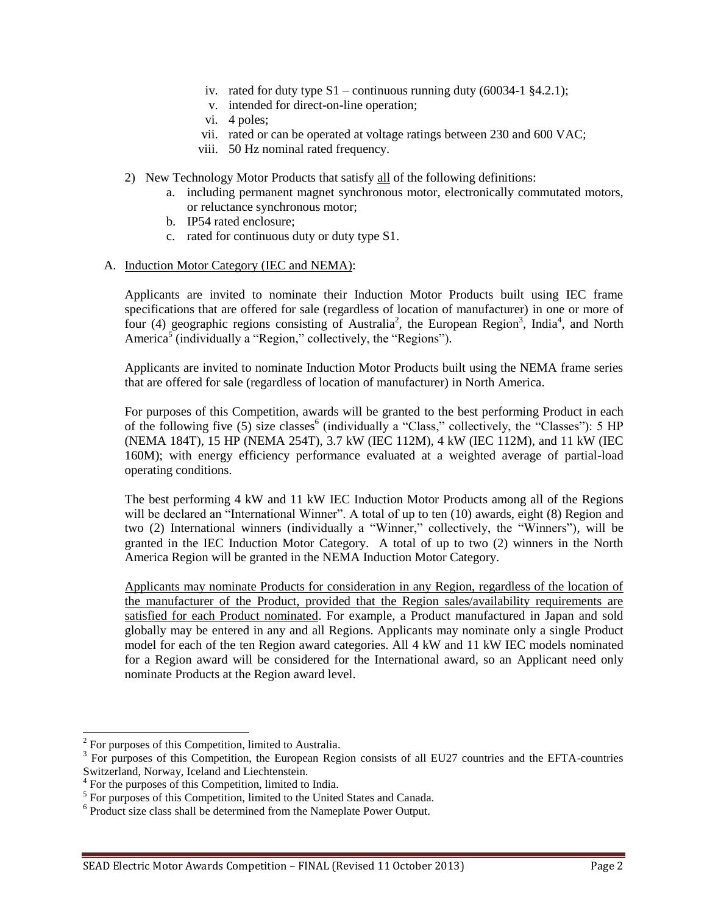iv. rated for duty type S1 – continuous running duty (60034-1 §4.2.1);
v. intended for direct-on-line operation;
vi. 4 poles;
vii. rated or can be operated at voltage ratings between 230 and 600 VAC;
viii. 50 Hz nominal rated frequency.

2) New Technology Motor Products that satisfy all of the following definitions:
   a. including permanent magnet synchronous motor, electronically commutated motors, or reluctance synchronous motor;
   b. IP54 rated enclosure;
   c. rated for continuous duty or duty type S1.

A. Induction Motor Category (IEC and NEMA):

Applicants are invited to nominate their Induction Motor Products built using IEC frame specifications that are offered for sale (regardless of location of manufacturer) in one or more of four (4) geographic regions consisting of Australia[2], the European Region[3], India[4], and North America[5] (individually a "Region," collectively, the "Regions").

Applicants are invited to nominate Induction Motor Products built using the NEMA frame series that are offered for sale (regardless of location of manufacturer) in North America.

For purposes of this Competition, awards will be granted to the best performing Product in each of the following five (5) size classes[6] (individually a "Class," collectively, the "Classes"): 5 HP (NEMA 184T), 15 HP (NEMA 254T), 3.7 kW (IEC 112M), 4 kW (IEC 112M), and 11 kW (IEC 160M); with energy efficiency performance evaluated at a weighted average of partial-load operating conditions.

The best performing 4 kW and 11 kW IEC Induction Motor Products among all of the Regions will be declared an "International Winner". A total of up to ten (10) awards, eight (8) Region and two (2) International winners (individually a "Winner," collectively, the "Winners"), will be granted in the IEC Induction Motor Category. A total of up to two (2) winners in the North America Region will be granted in the NEMA Induction Motor Category.

Applicants may nominate Products for consideration in any Region, regardless of the location of the manufacturer of the Product, provided that the Region sales/availability requirements are satisfied for each Product nominated. For example, a Product manufactured in Japan and sold globally may be entered in any and all Regions. Applicants may nominate only a single Product model for each of the ten Region award categories. All 4 kW and 11 kW IEC models nominated for a Region award will be considered for the International award, so an Applicant need only nominate Products at the Region award level.

[2] For purposes of this Competition, limited to Australia.

[3] For purposes of this Competition, the European Region consists of all EU27 countries and the EFTA-countries Switzerland, Norway, Iceland and Liechtenstein.

[4] For the purposes of this Competition, limited to India.

[5] For purposes of this Competition, limited to the United States and Canada.

[6] Product size class shall be determined from the Nameplate Power Output.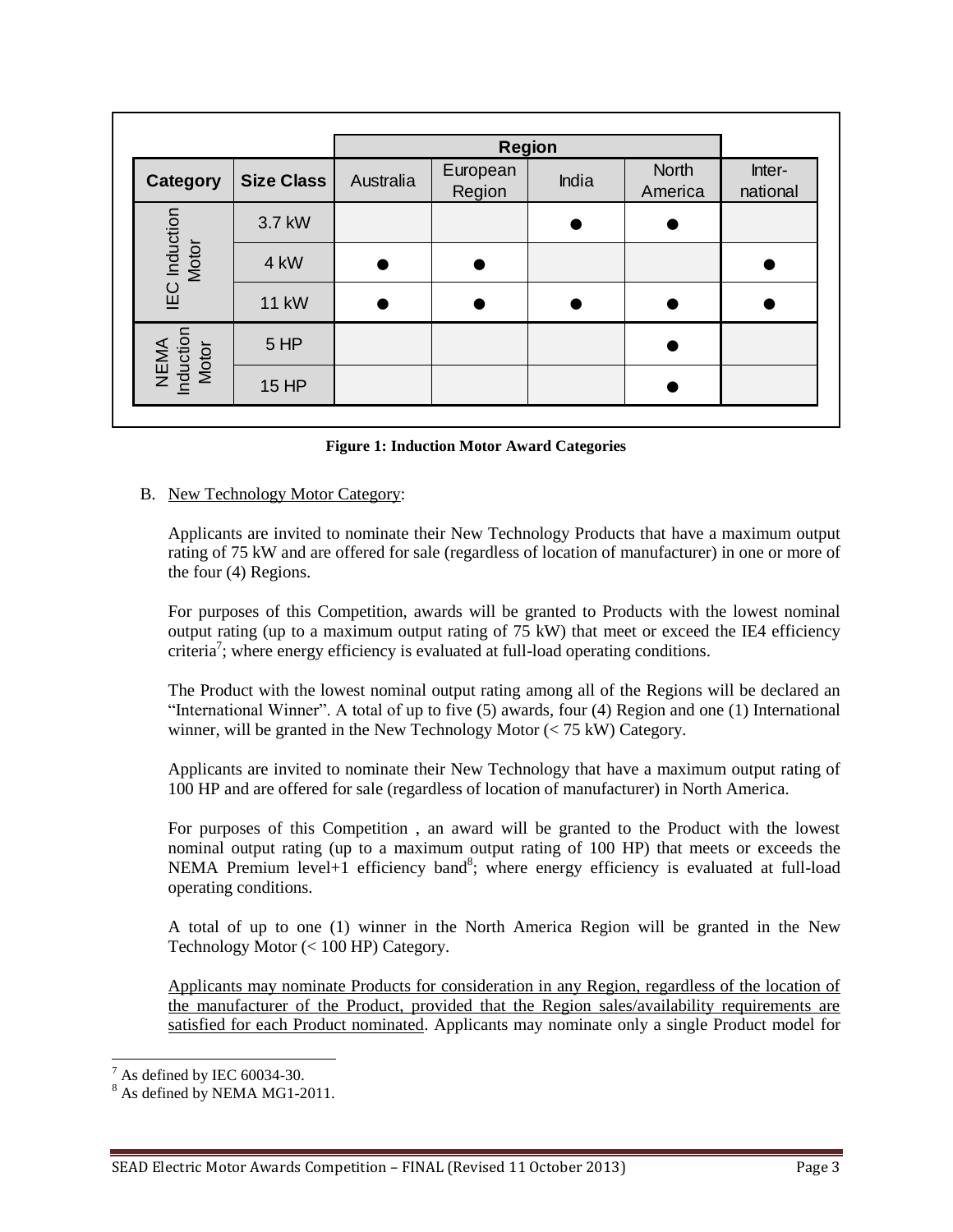| | | Region | | | | |
|---|---|---|---|---|---|---|
| Category | Size Class | Australia | European Region | India | North America | Inter-national |
| IEC Induction Motor | 3.7 kW | | | ● | ● | |
| | 4 kW | ● | ● | | | ● |
| | 11 kW | ● | ● | ● | ● | ● |
| NEMA Induction Motor | 5 HP | | | | ● | |
| | 15 HP | | | | ● | |

**Figure 1: Induction Motor Award Categories**

B. New Technology Motor Category:

Applicants are invited to nominate their New Technology Products that have a maximum output rating of 75 kW and are offered for sale (regardless of location of manufacturer) in one or more of the four (4) Regions.

For purposes of this Competition, awards will be granted to Products with the lowest nominal output rating (up to a maximum output rating of 75 kW) that meet or exceed the IE4 efficiency criteria[7]; where energy efficiency is evaluated at full-load operating conditions.

The Product with the lowest nominal output rating among all of the Regions will be declared an "International Winner". A total of up to five (5) awards, four (4) Region and one (1) International winner, will be granted in the New Technology Motor (< 75 kW) Category.

Applicants are invited to nominate their New Technology that have a maximum output rating of 100 HP and are offered for sale (regardless of location of manufacturer) in North America.

For purposes of this Competition , an award will be granted to the Product with the lowest nominal output rating (up to a maximum output rating of 100 HP) that meets or exceeds the NEMA Premium level+1 efficiency band[8]; where energy efficiency is evaluated at full-load operating conditions.

A total of up to one (1) winner in the North America Region will be granted in the New Technology Motor (< 100 HP) Category.

Applicants may nominate Products for consideration in any Region, regardless of the location of the manufacturer of the Product, provided that the Region sales/availability requirements are satisfied for each Product nominated. Applicants may nominate only a single Product model for

[7] As defined by IEC 60034-30.

[8] As defined by NEMA MG1-2011.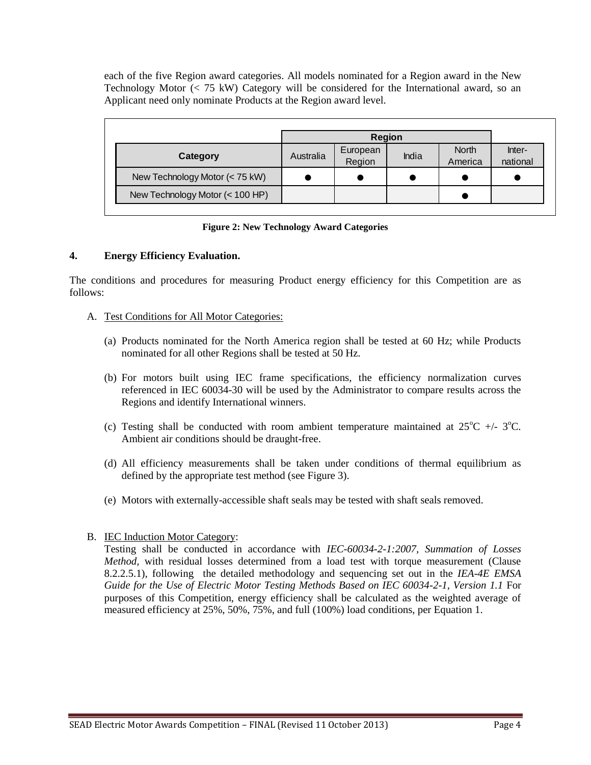each of the five Region award categories. All models nominated for a Region award in the New Technology Motor (< 75 kW) Category will be considered for the International award, so an Applicant need only nominate Products at the Region award level.

| | Region | | | | |
|---|---|---|---|---|---|
| Category | Australia | European Region | India | North America | Inter-national |
| New Technology Motor (< 75 kW) | ● | ● | ● | ● | ● |
| New Technology Motor (< 100 HP) | | | | ● | |

**Figure 2: New Technology Award Categories**

## 4. Energy Efficiency Evaluation.

The conditions and procedures for measuring Product energy efficiency for this Competition are as follows:

A. Test Conditions for All Motor Categories:

(a) Products nominated for the North America region shall be tested at 60 Hz; while Products nominated for all other Regions shall be tested at 50 Hz.

(b) For motors built using IEC frame specifications, the efficiency normalization curves referenced in IEC 60034-30 will be used by the Administrator to compare results across the Regions and identify International winners.

(c) Testing shall be conducted with room ambient temperature maintained at $25^{o}$C +/- $3^{o}$C. Ambient air conditions should be draught-free.

(d) All efficiency measurements shall be taken under conditions of thermal equilibrium as defined by the appropriate test method (see Figure 3).

(e) Motors with externally-accessible shaft seals may be tested with shaft seals removed.

B. IEC Induction Motor Category:

Testing shall be conducted in accordance with *IEC-60034-2-1:2007, Summation of Losses Method*, with residual losses determined from a load test with torque measurement (Clause 8.2.2.5.1), following the detailed methodology and sequencing set out in the *IEA-4E EMSA Guide for the Use of Electric Motor Testing Methods Based on IEC 60034-2-1, Version 1.1* For purposes of this Competition, energy efficiency shall be calculated as the weighted average of measured efficiency at 25%, 50%, 75%, and full (100%) load conditions, per Equation 1.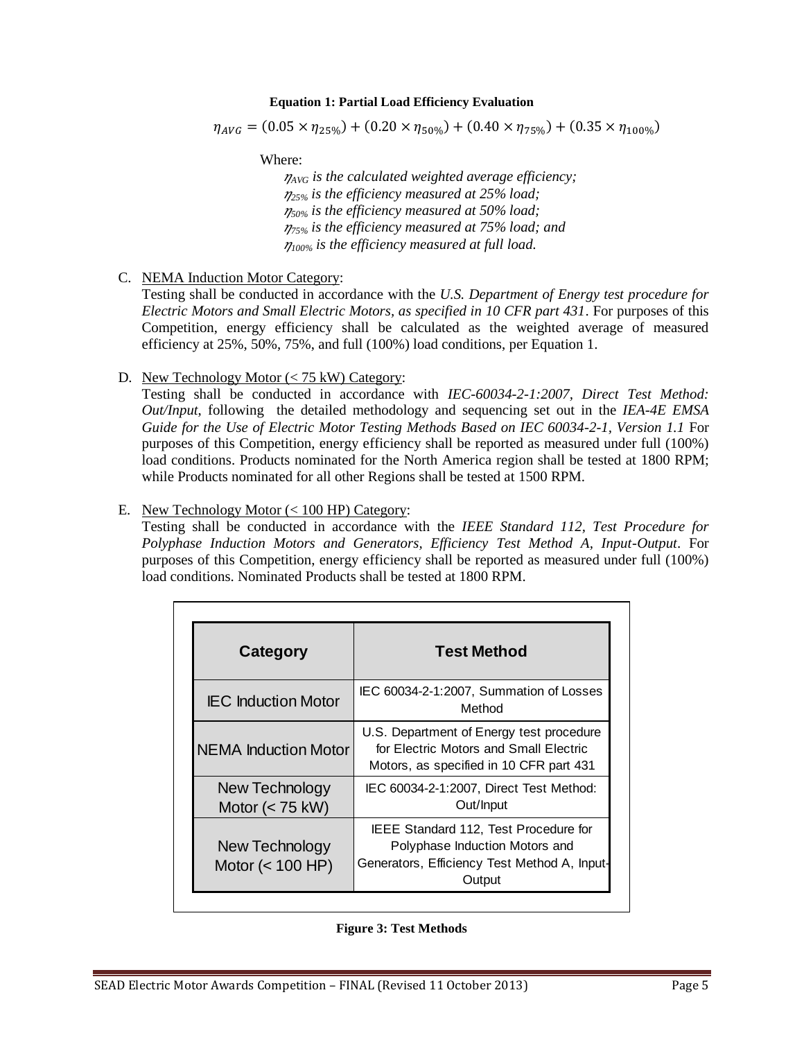**Equation 1: Partial Load Efficiency Evaluation**

$$\eta_{AVG} = (0.05 \times \eta_{25\%}) + (0.20 \times \eta_{50\%}) + (0.40 \times \eta_{75\%}) + (0.35 \times \eta_{100\%})$$

Where:

$\eta_{AVG}$ *is the calculated weighted average efficiency;*
$\eta_{25\%}$ *is the efficiency measured at 25% load;*
$\eta_{50\%}$ *is the efficiency measured at 50% load;*
$\eta_{75\%}$ *is the efficiency measured at 75% load; and*
$\eta_{100\%}$ *is the efficiency measured at full load.*

C. NEMA Induction Motor Category:
Testing shall be conducted in accordance with the *U.S. Department of Energy test procedure for Electric Motors and Small Electric Motors, as specified in 10 CFR part 431*. For purposes of this Competition, energy efficiency shall be calculated as the weighted average of measured efficiency at 25%, 50%, 75%, and full (100%) load conditions, per Equation 1.

D. New Technology Motor (< 75 kW) Category:
Testing shall be conducted in accordance with *IEC-60034-2-1:2007, Direct Test Method: Out/Input*, following the detailed methodology and sequencing set out in the *IEA-4E EMSA Guide for the Use of Electric Motor Testing Methods Based on IEC 60034-2-1, Version 1.1* For purposes of this Competition, energy efficiency shall be reported as measured under full (100%) load conditions. Products nominated for the North America region shall be tested at 1800 RPM; while Products nominated for all other Regions shall be tested at 1500 RPM.

E. New Technology Motor (< 100 HP) Category:
Testing shall be conducted in accordance with the *IEEE Standard 112, Test Procedure for Polyphase Induction Motors and Generators, Efficiency Test Method A, Input-Output*. For purposes of this Competition, energy efficiency shall be reported as measured under full (100%) load conditions. Nominated Products shall be tested at 1800 RPM.

| Category | Test Method |
|---|---|
| IEC Induction Motor | IEC 60034-2-1:2007, Summation of Losses Method |
| NEMA Induction Motor | U.S. Department of Energy test procedure for Electric Motors and Small Electric Motors, as specified in 10 CFR part 431 |
| New Technology Motor (< 75 kW) | IEC 60034-2-1:2007, Direct Test Method: Out/Input |
| New Technology Motor (< 100 HP) | IEEE Standard 112, Test Procedure for Polyphase Induction Motors and Generators, Efficiency Test Method A, Input-Output |

**Figure 3: Test Methods**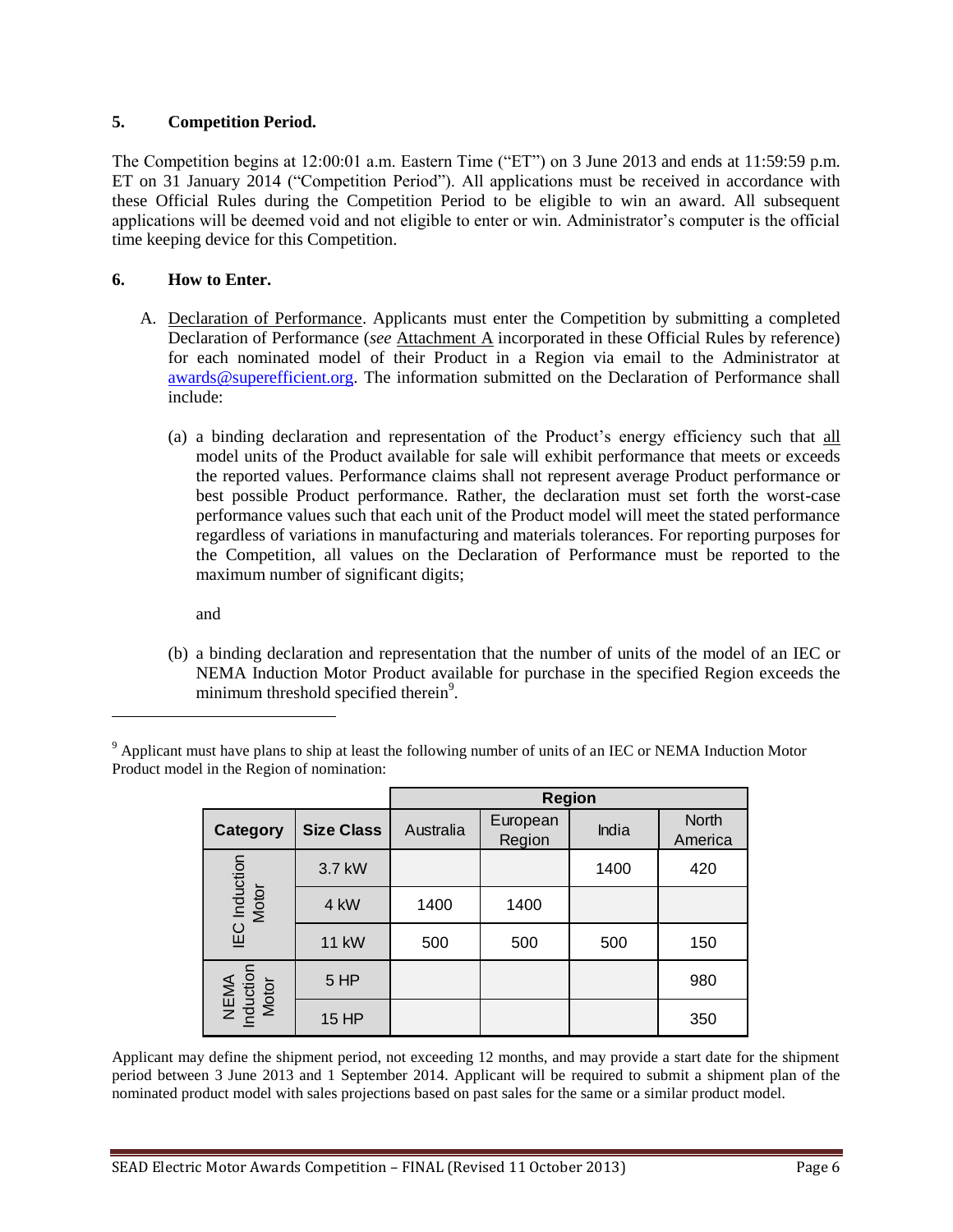## 5. Competition Period.

The Competition begins at 12:00:01 a.m. Eastern Time ("ET") on 3 June 2013 and ends at 11:59:59 p.m. ET on 31 January 2014 ("Competition Period"). All applications must be received in accordance with these Official Rules during the Competition Period to be eligible to win an award. All subsequent applications will be deemed void and not eligible to enter or win. Administrator's computer is the official time keeping device for this Competition.

## 6. How to Enter.

A. Declaration of Performance. Applicants must enter the Competition by submitting a completed Declaration of Performance (*see* Attachment A incorporated in these Official Rules by reference) for each nominated model of their Product in a Region via email to the Administrator at awards@superefficient.org. The information submitted on the Declaration of Performance shall include:

(a) a binding declaration and representation of the Product's energy efficiency such that all model units of the Product available for sale will exhibit performance that meets or exceeds the reported values. Performance claims shall not represent average Product performance or best possible Product performance. Rather, the declaration must set forth the worst-case performance values such that each unit of the Product model will meet the stated performance regardless of variations in manufacturing and materials tolerances. For reporting purposes for the Competition, all values on the Declaration of Performance must be reported to the maximum number of significant digits;

and

(b) a binding declaration and representation that the number of units of the model of an IEC or NEMA Induction Motor Product available for purchase in the specified Region exceeds the minimum threshold specified therein[9].

---

[9] Applicant must have plans to ship at least the following number of units of an IEC or NEMA Induction Motor Product model in the Region of nomination:

| | | Region | | | |
|---|---|---|---|---|---|
| **Category** | **Size Class** | Australia | European Region | India | North America |
| IEC Induction Motor | 3.7 kW | | | 1400 | 420 |
| | 4 kW | 1400 | 1400 | | |
| | 11 kW | 500 | 500 | 500 | 150 |
| NEMA Induction Motor | 5 HP | | | | 980 |
| | 15 HP | | | | 350 |

Applicant may define the shipment period, not exceeding 12 months, and may provide a start date for the shipment period between 3 June 2013 and 1 September 2014. Applicant will be required to submit a shipment plan of the nominated product model with sales projections based on past sales for the same or a similar product model.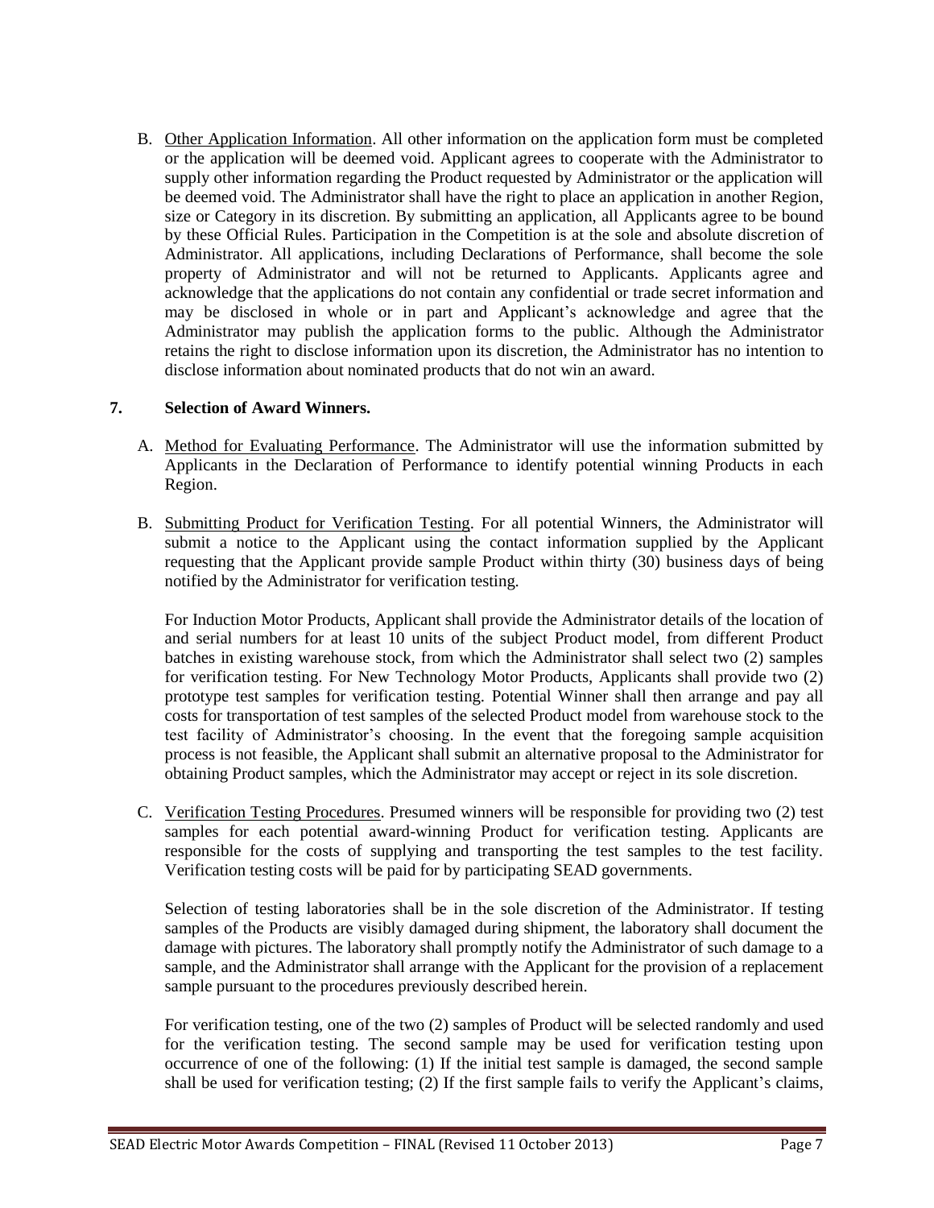B. Other Application Information. All other information on the application form must be completed or the application will be deemed void. Applicant agrees to cooperate with the Administrator to supply other information regarding the Product requested by Administrator or the application will be deemed void. The Administrator shall have the right to place an application in another Region, size or Category in its discretion. By submitting an application, all Applicants agree to be bound by these Official Rules. Participation in the Competition is at the sole and absolute discretion of Administrator. All applications, including Declarations of Performance, shall become the sole property of Administrator and will not be returned to Applicants. Applicants agree and acknowledge that the applications do not contain any confidential or trade secret information and may be disclosed in whole or in part and Applicant's acknowledge and agree that the Administrator may publish the application forms to the public. Although the Administrator retains the right to disclose information upon its discretion, the Administrator has no intention to disclose information about nominated products that do not win an award.

## 7. Selection of Award Winners.

A. Method for Evaluating Performance. The Administrator will use the information submitted by Applicants in the Declaration of Performance to identify potential winning Products in each Region.

B. Submitting Product for Verification Testing. For all potential Winners, the Administrator will submit a notice to the Applicant using the contact information supplied by the Applicant requesting that the Applicant provide sample Product within thirty (30) business days of being notified by the Administrator for verification testing.

For Induction Motor Products, Applicant shall provide the Administrator details of the location of and serial numbers for at least 10 units of the subject Product model, from different Product batches in existing warehouse stock, from which the Administrator shall select two (2) samples for verification testing. For New Technology Motor Products, Applicants shall provide two (2) prototype test samples for verification testing. Potential Winner shall then arrange and pay all costs for transportation of test samples of the selected Product model from warehouse stock to the test facility of Administrator's choosing. In the event that the foregoing sample acquisition process is not feasible, the Applicant shall submit an alternative proposal to the Administrator for obtaining Product samples, which the Administrator may accept or reject in its sole discretion.

C. Verification Testing Procedures. Presumed winners will be responsible for providing two (2) test samples for each potential award-winning Product for verification testing. Applicants are responsible for the costs of supplying and transporting the test samples to the test facility. Verification testing costs will be paid for by participating SEAD governments.

Selection of testing laboratories shall be in the sole discretion of the Administrator. If testing samples of the Products are visibly damaged during shipment, the laboratory shall document the damage with pictures. The laboratory shall promptly notify the Administrator of such damage to a sample, and the Administrator shall arrange with the Applicant for the provision of a replacement sample pursuant to the procedures previously described herein.

For verification testing, one of the two (2) samples of Product will be selected randomly and used for the verification testing. The second sample may be used for verification testing upon occurrence of one of the following: (1) If the initial test sample is damaged, the second sample shall be used for verification testing; (2) If the first sample fails to verify the Applicant's claims,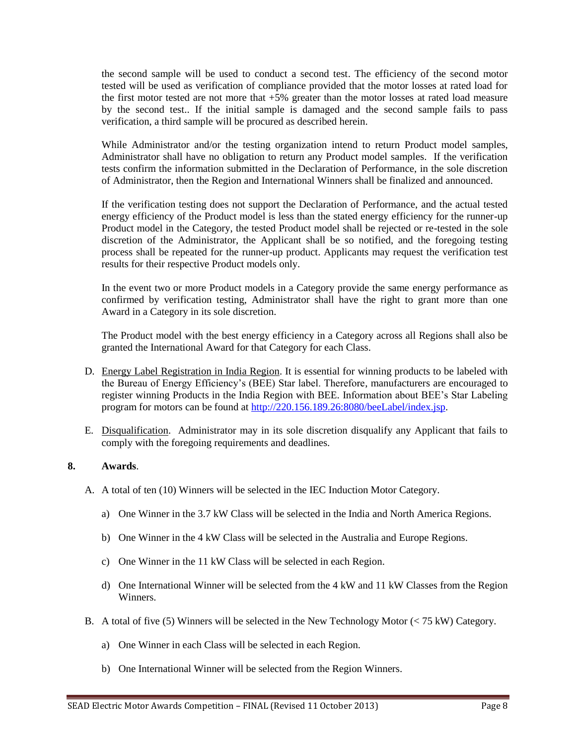the second sample will be used to conduct a second test. The efficiency of the second motor tested will be used as verification of compliance provided that the motor losses at rated load for the first motor tested are not more that +5% greater than the motor losses at rated load measure by the second test.. If the initial sample is damaged and the second sample fails to pass verification, a third sample will be procured as described herein.

While Administrator and/or the testing organization intend to return Product model samples, Administrator shall have no obligation to return any Product model samples. If the verification tests confirm the information submitted in the Declaration of Performance, in the sole discretion of Administrator, then the Region and International Winners shall be finalized and announced.

If the verification testing does not support the Declaration of Performance, and the actual tested energy efficiency of the Product model is less than the stated energy efficiency for the runner-up Product model in the Category, the tested Product model shall be rejected or re-tested in the sole discretion of the Administrator, the Applicant shall be so notified, and the foregoing testing process shall be repeated for the runner-up product. Applicants may request the verification test results for their respective Product models only.

In the event two or more Product models in a Category provide the same energy performance as confirmed by verification testing, Administrator shall have the right to grant more than one Award in a Category in its sole discretion.

The Product model with the best energy efficiency in a Category across all Regions shall also be granted the International Award for that Category for each Class.

D. Energy Label Registration in India Region. It is essential for winning products to be labeled with the Bureau of Energy Efficiency's (BEE) Star label. Therefore, manufacturers are encouraged to register winning Products in the India Region with BEE. Information about BEE's Star Labeling program for motors can be found at http://220.156.189.26:8080/beeLabel/index.jsp.

E. Disqualification. Administrator may in its sole discretion disqualify any Applicant that fails to comply with the foregoing requirements and deadlines.

**8. Awards**.

A. A total of ten (10) Winners will be selected in the IEC Induction Motor Category.

a) One Winner in the 3.7 kW Class will be selected in the India and North America Regions.

b) One Winner in the 4 kW Class will be selected in the Australia and Europe Regions.

c) One Winner in the 11 kW Class will be selected in each Region.

d) One International Winner will be selected from the 4 kW and 11 kW Classes from the Region Winners.

B. A total of five (5) Winners will be selected in the New Technology Motor (< 75 kW) Category.

a) One Winner in each Class will be selected in each Region.

b) One International Winner will be selected from the Region Winners.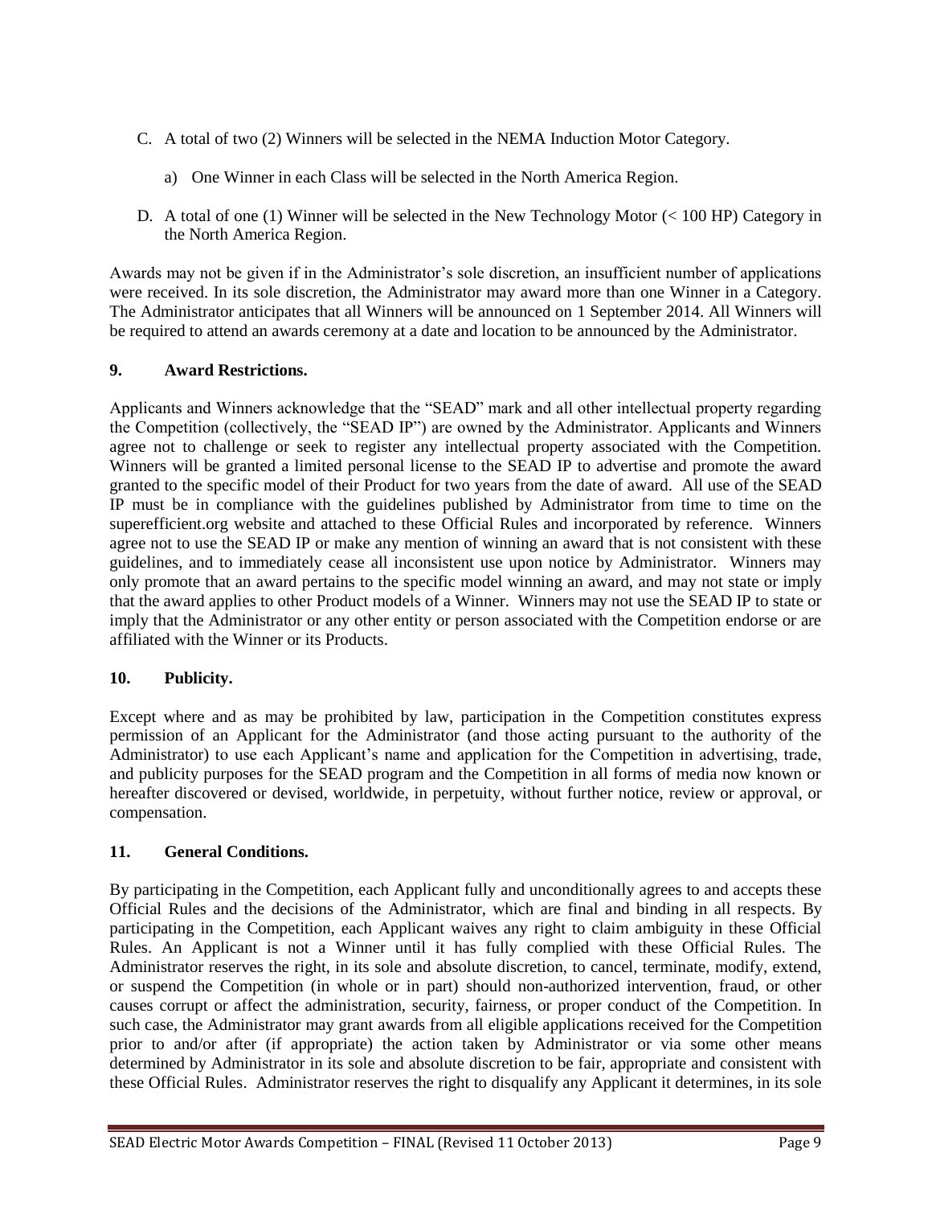C. A total of two (2) Winners will be selected in the NEMA Induction Motor Category.

    a) One Winner in each Class will be selected in the North America Region.

D. A total of one (1) Winner will be selected in the New Technology Motor (< 100 HP) Category in the North America Region.

Awards may not be given if in the Administrator's sole discretion, an insufficient number of applications were received. In its sole discretion, the Administrator may award more than one Winner in a Category. The Administrator anticipates that all Winners will be announced on 1 September 2014. All Winners will be required to attend an awards ceremony at a date and location to be announced by the Administrator.

## 9. Award Restrictions.

Applicants and Winners acknowledge that the "SEAD" mark and all other intellectual property regarding the Competition (collectively, the "SEAD IP") are owned by the Administrator. Applicants and Winners agree not to challenge or seek to register any intellectual property associated with the Competition. Winners will be granted a limited personal license to the SEAD IP to advertise and promote the award granted to the specific model of their Product for two years from the date of award. All use of the SEAD IP must be in compliance with the guidelines published by Administrator from time to time on the superefficient.org website and attached to these Official Rules and incorporated by reference. Winners agree not to use the SEAD IP or make any mention of winning an award that is not consistent with these guidelines, and to immediately cease all inconsistent use upon notice by Administrator. Winners may only promote that an award pertains to the specific model winning an award, and may not state or imply that the award applies to other Product models of a Winner. Winners may not use the SEAD IP to state or imply that the Administrator or any other entity or person associated with the Competition endorse or are affiliated with the Winner or its Products.

## 10. Publicity.

Except where and as may be prohibited by law, participation in the Competition constitutes express permission of an Applicant for the Administrator (and those acting pursuant to the authority of the Administrator) to use each Applicant's name and application for the Competition in advertising, trade, and publicity purposes for the SEAD program and the Competition in all forms of media now known or hereafter discovered or devised, worldwide, in perpetuity, without further notice, review or approval, or compensation.

## 11. General Conditions.

By participating in the Competition, each Applicant fully and unconditionally agrees to and accepts these Official Rules and the decisions of the Administrator, which are final and binding in all respects. By participating in the Competition, each Applicant waives any right to claim ambiguity in these Official Rules. An Applicant is not a Winner until it has fully complied with these Official Rules. The Administrator reserves the right, in its sole and absolute discretion, to cancel, terminate, modify, extend, or suspend the Competition (in whole or in part) should non-authorized intervention, fraud, or other causes corrupt or affect the administration, security, fairness, or proper conduct of the Competition. In such case, the Administrator may grant awards from all eligible applications received for the Competition prior to and/or after (if appropriate) the action taken by Administrator or via some other means determined by Administrator in its sole and absolute discretion to be fair, appropriate and consistent with these Official Rules. Administrator reserves the right to disqualify any Applicant it determines, in its sole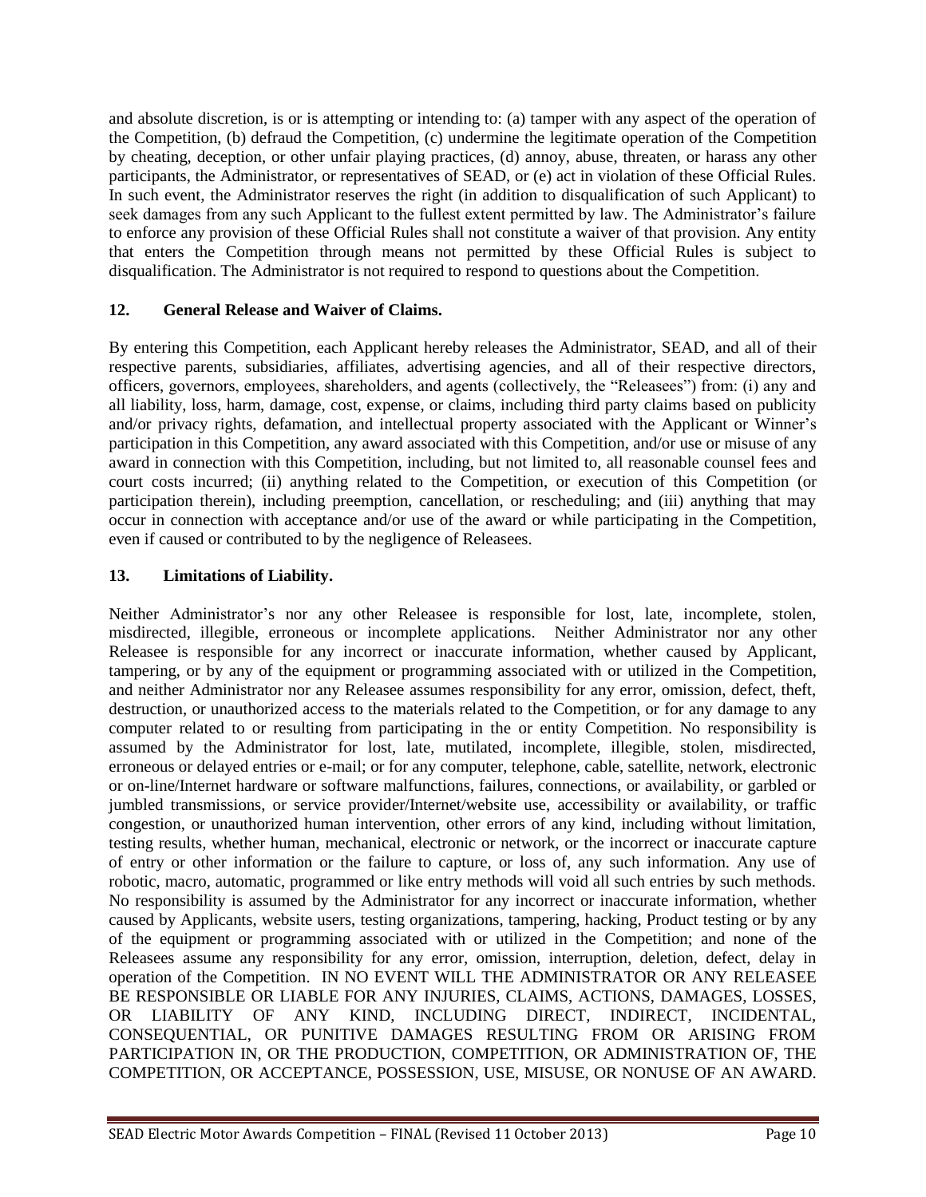and absolute discretion, is or is attempting or intending to: (a) tamper with any aspect of the operation of the Competition, (b) defraud the Competition, (c) undermine the legitimate operation of the Competition by cheating, deception, or other unfair playing practices, (d) annoy, abuse, threaten, or harass any other participants, the Administrator, or representatives of SEAD, or (e) act in violation of these Official Rules. In such event, the Administrator reserves the right (in addition to disqualification of such Applicant) to seek damages from any such Applicant to the fullest extent permitted by law. The Administrator's failure to enforce any provision of these Official Rules shall not constitute a waiver of that provision. Any entity that enters the Competition through means not permitted by these Official Rules is subject to disqualification. The Administrator is not required to respond to questions about the Competition.

## 12. General Release and Waiver of Claims.

By entering this Competition, each Applicant hereby releases the Administrator, SEAD, and all of their respective parents, subsidiaries, affiliates, advertising agencies, and all of their respective directors, officers, governors, employees, shareholders, and agents (collectively, the "Releasees") from: (i) any and all liability, loss, harm, damage, cost, expense, or claims, including third party claims based on publicity and/or privacy rights, defamation, and intellectual property associated with the Applicant or Winner's participation in this Competition, any award associated with this Competition, and/or use or misuse of any award in connection with this Competition, including, but not limited to, all reasonable counsel fees and court costs incurred; (ii) anything related to the Competition, or execution of this Competition (or participation therein), including preemption, cancellation, or rescheduling; and (iii) anything that may occur in connection with acceptance and/or use of the award or while participating in the Competition, even if caused or contributed to by the negligence of Releasees.

## 13. Limitations of Liability.

Neither Administrator's nor any other Releasee is responsible for lost, late, incomplete, stolen, misdirected, illegible, erroneous or incomplete applications. Neither Administrator nor any other Releasee is responsible for any incorrect or inaccurate information, whether caused by Applicant, tampering, or by any of the equipment or programming associated with or utilized in the Competition, and neither Administrator nor any Releasee assumes responsibility for any error, omission, defect, theft, destruction, or unauthorized access to the materials related to the Competition, or for any damage to any computer related to or resulting from participating in the or entity Competition. No responsibility is assumed by the Administrator for lost, late, mutilated, incomplete, illegible, stolen, misdirected, erroneous or delayed entries or e-mail; or for any computer, telephone, cable, satellite, network, electronic or on-line/Internet hardware or software malfunctions, failures, connections, or availability, or garbled or jumbled transmissions, or service provider/Internet/website use, accessibility or availability, or traffic congestion, or unauthorized human intervention, other errors of any kind, including without limitation, testing results, whether human, mechanical, electronic or network, or the incorrect or inaccurate capture of entry or other information or the failure to capture, or loss of, any such information. Any use of robotic, macro, automatic, programmed or like entry methods will void all such entries by such methods. No responsibility is assumed by the Administrator for any incorrect or inaccurate information, whether caused by Applicants, website users, testing organizations, tampering, hacking, Product testing or by any of the equipment or programming associated with or utilized in the Competition; and none of the Releasees assume any responsibility for any error, omission, interruption, deletion, defect, delay in operation of the Competition. IN NO EVENT WILL THE ADMINISTRATOR OR ANY RELEASEE BE RESPONSIBLE OR LIABLE FOR ANY INJURIES, CLAIMS, ACTIONS, DAMAGES, LOSSES, OR LIABILITY OF ANY KIND, INCLUDING DIRECT, INDIRECT, INCIDENTAL, CONSEQUENTIAL, OR PUNITIVE DAMAGES RESULTING FROM OR ARISING FROM PARTICIPATION IN, OR THE PRODUCTION, COMPETITION, OR ADMINISTRATION OF, THE COMPETITION, OR ACCEPTANCE, POSSESSION, USE, MISUSE, OR NONUSE OF AN AWARD.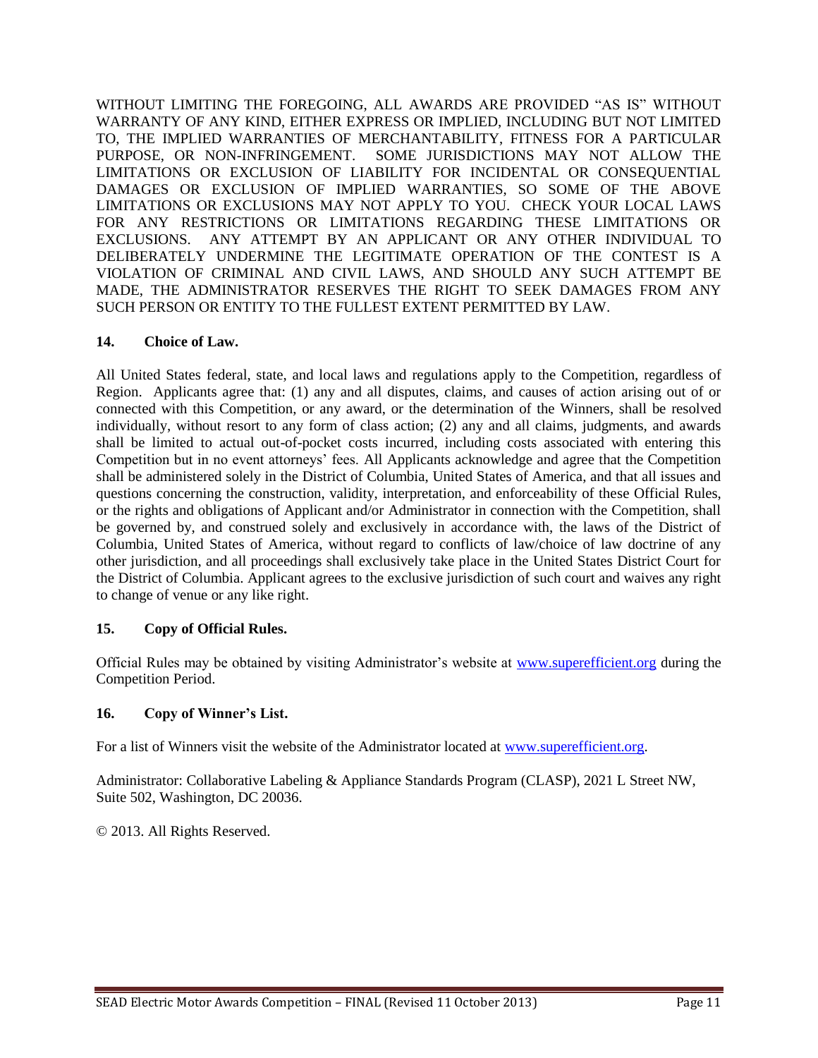WITHOUT LIMITING THE FOREGOING, ALL AWARDS ARE PROVIDED "AS IS" WITHOUT WARRANTY OF ANY KIND, EITHER EXPRESS OR IMPLIED, INCLUDING BUT NOT LIMITED TO, THE IMPLIED WARRANTIES OF MERCHANTABILITY, FITNESS FOR A PARTICULAR PURPOSE, OR NON-INFRINGEMENT. SOME JURISDICTIONS MAY NOT ALLOW THE LIMITATIONS OR EXCLUSION OF LIABILITY FOR INCIDENTAL OR CONSEQUENTIAL DAMAGES OR EXCLUSION OF IMPLIED WARRANTIES, SO SOME OF THE ABOVE LIMITATIONS OR EXCLUSIONS MAY NOT APPLY TO YOU. CHECK YOUR LOCAL LAWS FOR ANY RESTRICTIONS OR LIMITATIONS REGARDING THESE LIMITATIONS OR EXCLUSIONS. ANY ATTEMPT BY AN APPLICANT OR ANY OTHER INDIVIDUAL TO DELIBERATELY UNDERMINE THE LEGITIMATE OPERATION OF THE CONTEST IS A VIOLATION OF CRIMINAL AND CIVIL LAWS, AND SHOULD ANY SUCH ATTEMPT BE MADE, THE ADMINISTRATOR RESERVES THE RIGHT TO SEEK DAMAGES FROM ANY SUCH PERSON OR ENTITY TO THE FULLEST EXTENT PERMITTED BY LAW.

### 14. Choice of Law.

All United States federal, state, and local laws and regulations apply to the Competition, regardless of Region. Applicants agree that: (1) any and all disputes, claims, and causes of action arising out of or connected with this Competition, or any award, or the determination of the Winners, shall be resolved individually, without resort to any form of class action; (2) any and all claims, judgments, and awards shall be limited to actual out-of-pocket costs incurred, including costs associated with entering this Competition but in no event attorneys' fees. All Applicants acknowledge and agree that the Competition shall be administered solely in the District of Columbia, United States of America, and that all issues and questions concerning the construction, validity, interpretation, and enforceability of these Official Rules, or the rights and obligations of Applicant and/or Administrator in connection with the Competition, shall be governed by, and construed solely and exclusively in accordance with, the laws of the District of Columbia, United States of America, without regard to conflicts of law/choice of law doctrine of any other jurisdiction, and all proceedings shall exclusively take place in the United States District Court for the District of Columbia. Applicant agrees to the exclusive jurisdiction of such court and waives any right to change of venue or any like right.

### 15. Copy of Official Rules.

Official Rules may be obtained by visiting Administrator's website at [www.superefficient.org](http://www.superefficient.org) during the Competition Period.

### 16. Copy of Winner's List.

For a list of Winners visit the website of the Administrator located at [www.superefficient.org](http://www.superefficient.org).

Administrator: Collaborative Labeling & Appliance Standards Program (CLASP), 2021 L Street NW, Suite 502, Washington, DC 20036.

© 2013. All Rights Reserved.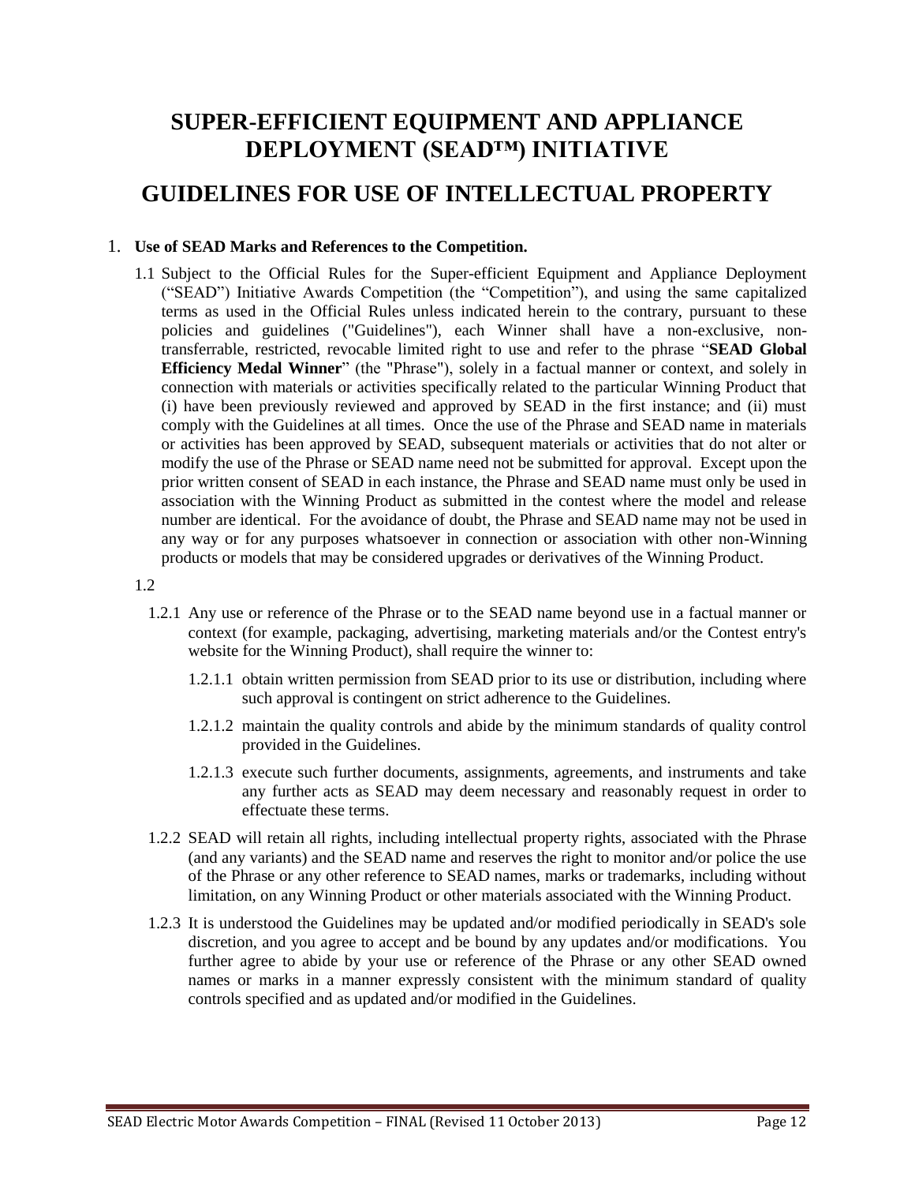# SUPER-EFFICIENT EQUIPMENT AND APPLIANCE DEPLOYMENT (SEAD™) INITIATIVE

# GUIDELINES FOR USE OF INTELLECTUAL PROPERTY

1. **Use of SEAD Marks and References to the Competition.**

   1.1 Subject to the Official Rules for the Super-efficient Equipment and Appliance Deployment ("SEAD") Initiative Awards Competition (the "Competition"), and using the same capitalized terms as used in the Official Rules unless indicated herein to the contrary, pursuant to these policies and guidelines ("Guidelines"), each Winner shall have a non-exclusive, non-transferrable, restricted, revocable limited right to use and refer to the phrase "**SEAD Global Efficiency Medal Winner**" (the "Phrase"), solely in a factual manner or context, and solely in connection with materials or activities specifically related to the particular Winning Product that (i) have been previously reviewed and approved by SEAD in the first instance; and (ii) must comply with the Guidelines at all times. Once the use of the Phrase and SEAD name in materials or activities has been approved by SEAD, subsequent materials or activities that do not alter or modify the use of the Phrase or SEAD name need not be submitted for approval. Except upon the prior written consent of SEAD in each instance, the Phrase and SEAD name must only be used in association with the Winning Product as submitted in the contest where the model and release number are identical. For the avoidance of doubt, the Phrase and SEAD name may not be used in any way or for any purposes whatsoever in connection or association with other non-Winning products or models that may be considered upgrades or derivatives of the Winning Product.

   1.2

   1.2.1 Any use or reference of the Phrase or to the SEAD name beyond use in a factual manner or context (for example, packaging, advertising, marketing materials and/or the Contest entry's website for the Winning Product), shall require the winner to:

   1.2.1.1 obtain written permission from SEAD prior to its use or distribution, including where such approval is contingent on strict adherence to the Guidelines.

   1.2.1.2 maintain the quality controls and abide by the minimum standards of quality control provided in the Guidelines.

   1.2.1.3 execute such further documents, assignments, agreements, and instruments and take any further acts as SEAD may deem necessary and reasonably request in order to effectuate these terms.

   1.2.2 SEAD will retain all rights, including intellectual property rights, associated with the Phrase (and any variants) and the SEAD name and reserves the right to monitor and/or police the use of the Phrase or any other reference to SEAD names, marks or trademarks, including without limitation, on any Winning Product or other materials associated with the Winning Product.

   1.2.3 It is understood the Guidelines may be updated and/or modified periodically in SEAD's sole discretion, and you agree to accept and be bound by any updates and/or modifications. You further agree to abide by your use or reference of the Phrase or any other SEAD owned names or marks in a manner expressly consistent with the minimum standard of quality controls specified and as updated and/or modified in the Guidelines.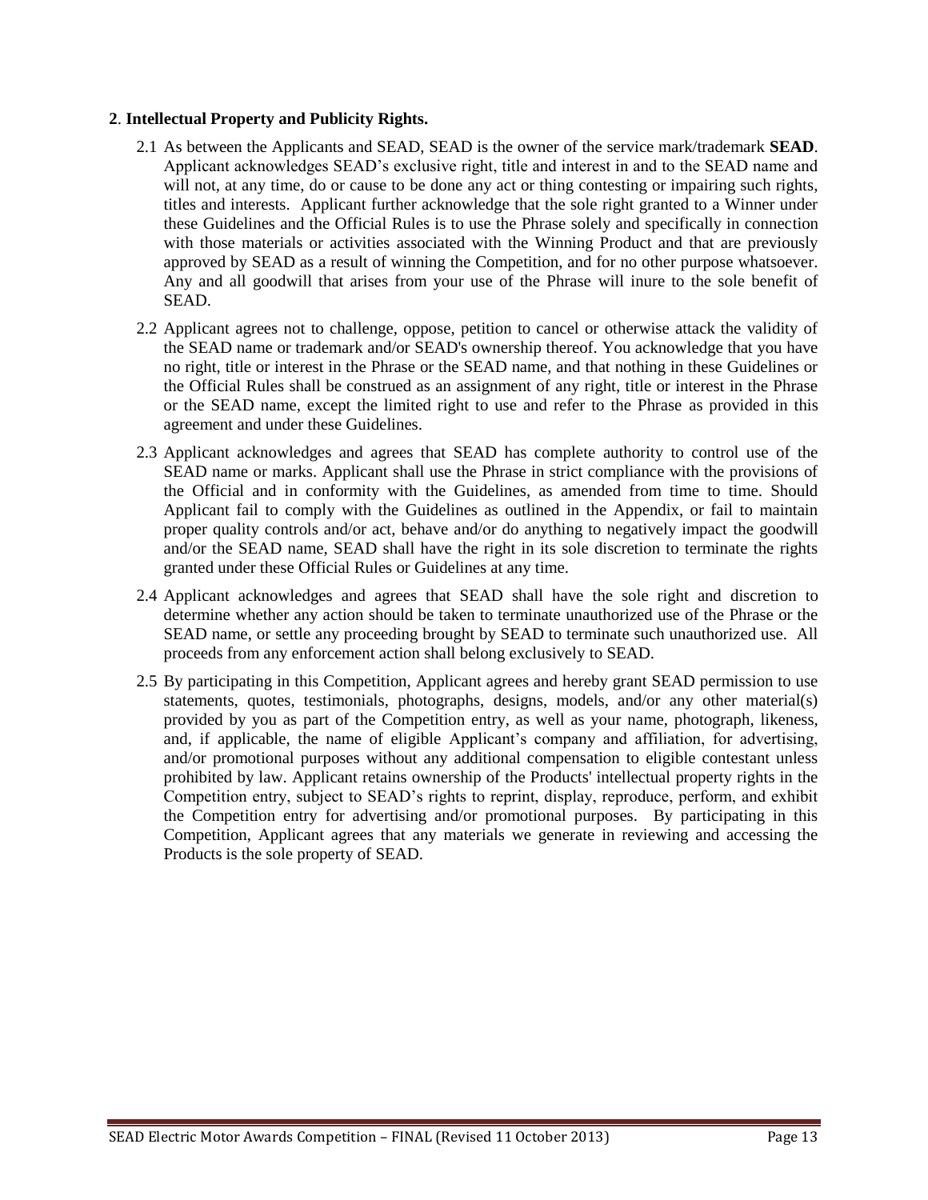**2**. **Intellectual Property and Publicity Rights.**

2.1 As between the Applicants and SEAD, SEAD is the owner of the service mark/trademark **SEAD**. Applicant acknowledges SEAD's exclusive right, title and interest in and to the SEAD name and will not, at any time, do or cause to be done any act or thing contesting or impairing such rights, titles and interests. Applicant further acknowledge that the sole right granted to a Winner under these Guidelines and the Official Rules is to use the Phrase solely and specifically in connection with those materials or activities associated with the Winning Product and that are previously approved by SEAD as a result of winning the Competition, and for no other purpose whatsoever. Any and all goodwill that arises from your use of the Phrase will inure to the sole benefit of SEAD.

2.2 Applicant agrees not to challenge, oppose, petition to cancel or otherwise attack the validity of the SEAD name or trademark and/or SEAD's ownership thereof. You acknowledge that you have no right, title or interest in the Phrase or the SEAD name, and that nothing in these Guidelines or the Official Rules shall be construed as an assignment of any right, title or interest in the Phrase or the SEAD name, except the limited right to use and refer to the Phrase as provided in this agreement and under these Guidelines.

2.3 Applicant acknowledges and agrees that SEAD has complete authority to control use of the SEAD name or marks. Applicant shall use the Phrase in strict compliance with the provisions of the Official and in conformity with the Guidelines, as amended from time to time. Should Applicant fail to comply with the Guidelines as outlined in the Appendix, or fail to maintain proper quality controls and/or act, behave and/or do anything to negatively impact the goodwill and/or the SEAD name, SEAD shall have the right in its sole discretion to terminate the rights granted under these Official Rules or Guidelines at any time.

2.4 Applicant acknowledges and agrees that SEAD shall have the sole right and discretion to determine whether any action should be taken to terminate unauthorized use of the Phrase or the SEAD name, or settle any proceeding brought by SEAD to terminate such unauthorized use. All proceeds from any enforcement action shall belong exclusively to SEAD.

2.5 By participating in this Competition, Applicant agrees and hereby grant SEAD permission to use statements, quotes, testimonials, photographs, designs, models, and/or any other material(s) provided by you as part of the Competition entry, as well as your name, photograph, likeness, and, if applicable, the name of eligible Applicant's company and affiliation, for advertising, and/or promotional purposes without any additional compensation to eligible contestant unless prohibited by law. Applicant retains ownership of the Products' intellectual property rights in the Competition entry, subject to SEAD's rights to reprint, display, reproduce, perform, and exhibit the Competition entry for advertising and/or promotional purposes. By participating in this Competition, Applicant agrees that any materials we generate in reviewing and accessing the Products is the sole property of SEAD.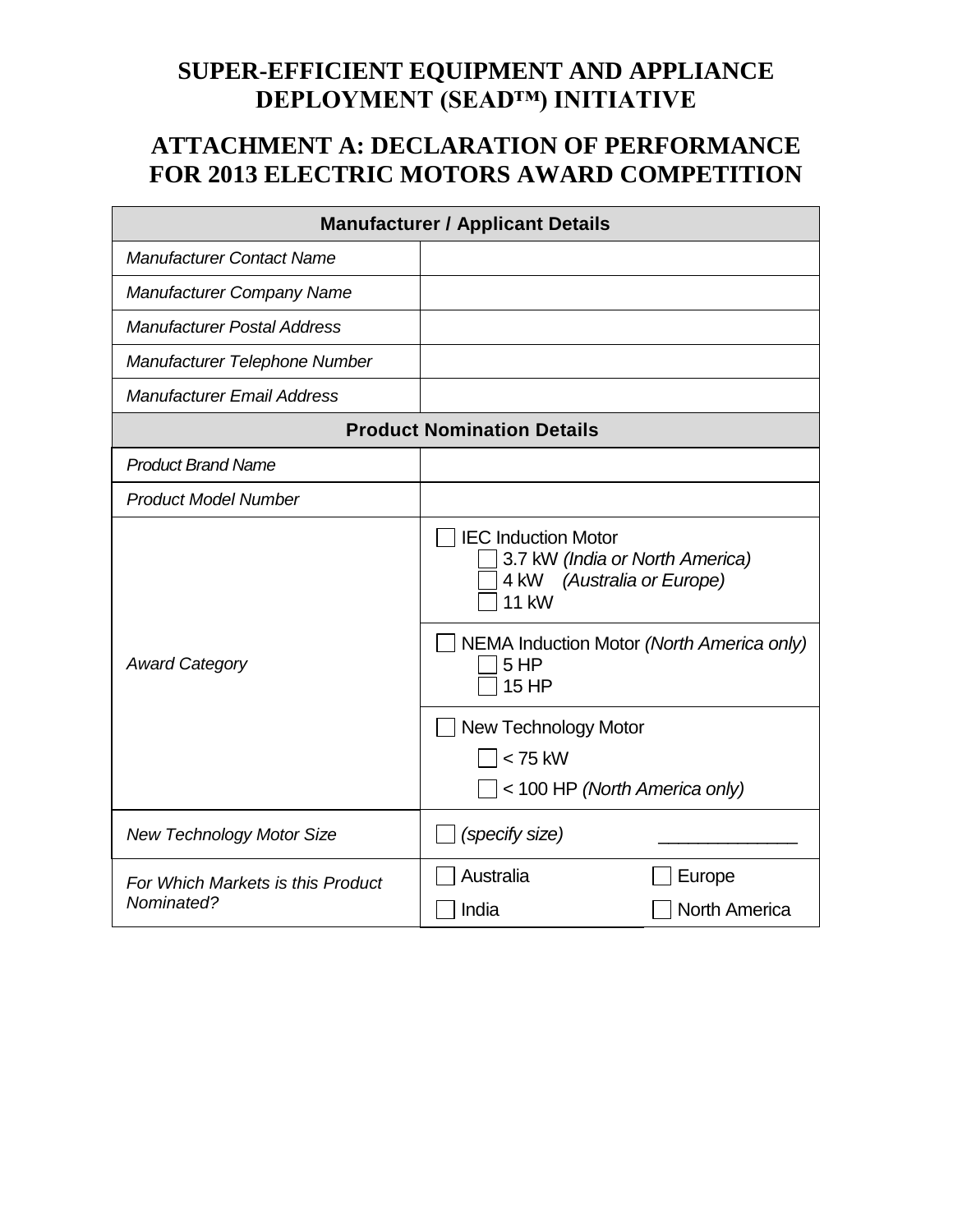# SUPER-EFFICIENT EQUIPMENT AND APPLIANCE DEPLOYMENT (SEAD™) INITIATIVE

# ATTACHMENT A: DECLARATION OF PERFORMANCE FOR 2013 ELECTRIC MOTORS AWARD COMPETITION

| Manufacturer / Applicant Details | |
|---|---|
| *Manufacturer Contact Name* | |
| *Manufacturer Company Name* | |
| *Manufacturer Postal Address* | |
| *Manufacturer Telephone Number* | |
| *Manufacturer Email Address* | |
| **Product Nomination Details** | |
| *Product Brand Name* | |
| *Product Model Number* | |
| *Award Category* | ☐ IEC Induction Motor<br>☐ 3.7 kW *(India or North America)*<br>☐ 4 kW *(Australia or Europe)*<br>☐ 11 kW |
| | ☐ NEMA Induction Motor *(North America only)*<br>☐ 5 HP<br>☐ 15 HP |
| | ☐ New Technology Motor<br>☐ < 75 kW<br>☐ < 100 HP *(North America only)* |
| *New Technology Motor Size* | ☐ *(specify size)* ______________ |
| *For Which Markets is this Product Nominated?* | ☐ Australia ☐ Europe<br>☐ India ☐ North America |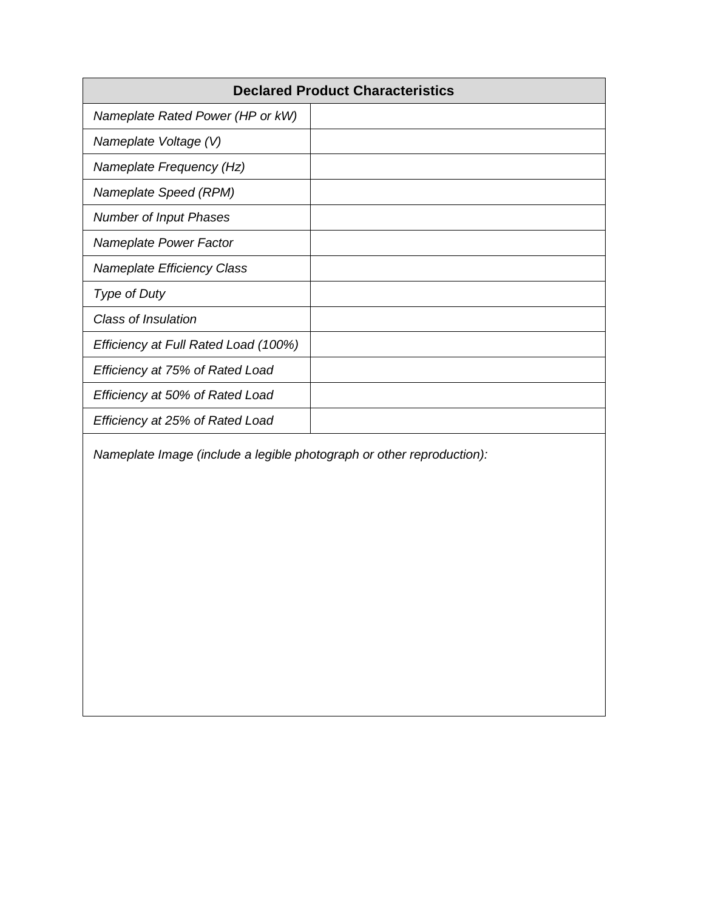| Declared Product Characteristics | |
|---|---|
| *Nameplate Rated Power (HP or kW)* | |
| *Nameplate Voltage (V)* | |
| *Nameplate Frequency (Hz)* | |
| *Nameplate Speed (RPM)* | |
| *Number of Input Phases* | |
| *Nameplate Power Factor* | |
| *Nameplate Efficiency Class* | |
| *Type of Duty* | |
| *Class of Insulation* | |
| *Efficiency at Full Rated Load (100%)* | |
| *Efficiency at 75% of Rated Load* | |
| *Efficiency at 50% of Rated Load* | |
| *Efficiency at 25% of Rated Load* | |

*Nameplate Image (include a legible photograph or other reproduction):*